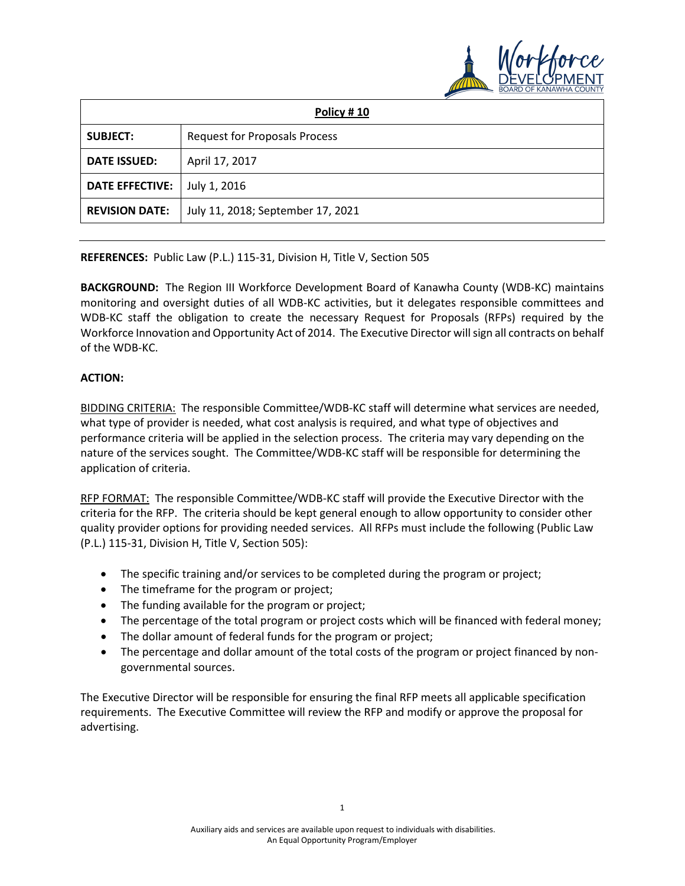| **Policy # 10** | |
|---|---|
| **SUBJECT:** | Request for Proposals Process |
| **DATE ISSUED:** | April 17, 2017 |
| **DATE EFFECTIVE:** | July 1, 2016 |
| **REVISION DATE:** | July 11, 2018; September 17, 2021 |

---

**REFERENCES:** Public Law (P.L.) 115-31, Division H, Title V, Section 505

**BACKGROUND:** The Region III Workforce Development Board of Kanawha County (WDB-KC) maintains monitoring and oversight duties of all WDB-KC activities, but it delegates responsible committees and WDB-KC staff the obligation to create the necessary Request for Proposals (RFPs) required by the Workforce Innovation and Opportunity Act of 2014. The Executive Director will sign all contracts on behalf of the WDB-KC.

**ACTION:**

BIDDING CRITERIA: The responsible Committee/WDB-KC staff will determine what services are needed, what type of provider is needed, what cost analysis is required, and what type of objectives and performance criteria will be applied in the selection process. The criteria may vary depending on the nature of the services sought. The Committee/WDB-KC staff will be responsible for determining the application of criteria.

RFP FORMAT: The responsible Committee/WDB-KC staff will provide the Executive Director with the criteria for the RFP. The criteria should be kept general enough to allow opportunity to consider other quality provider options for providing needed services. All RFPs must include the following (Public Law (P.L.) 115-31, Division H, Title V, Section 505):

- The specific training and/or services to be completed during the program or project;
- The timeframe for the program or project;
- The funding available for the program or project;
- The percentage of the total program or project costs which will be financed with federal money;
- The dollar amount of federal funds for the program or project;
- The percentage and dollar amount of the total costs of the program or project financed by non-governmental sources.

The Executive Director will be responsible for ensuring the final RFP meets all applicable specification requirements. The Executive Committee will review the RFP and modify or approve the proposal for advertising.

Auxiliary aids and services are available upon request to individuals with disabilities.
An Equal Opportunity Program/Employer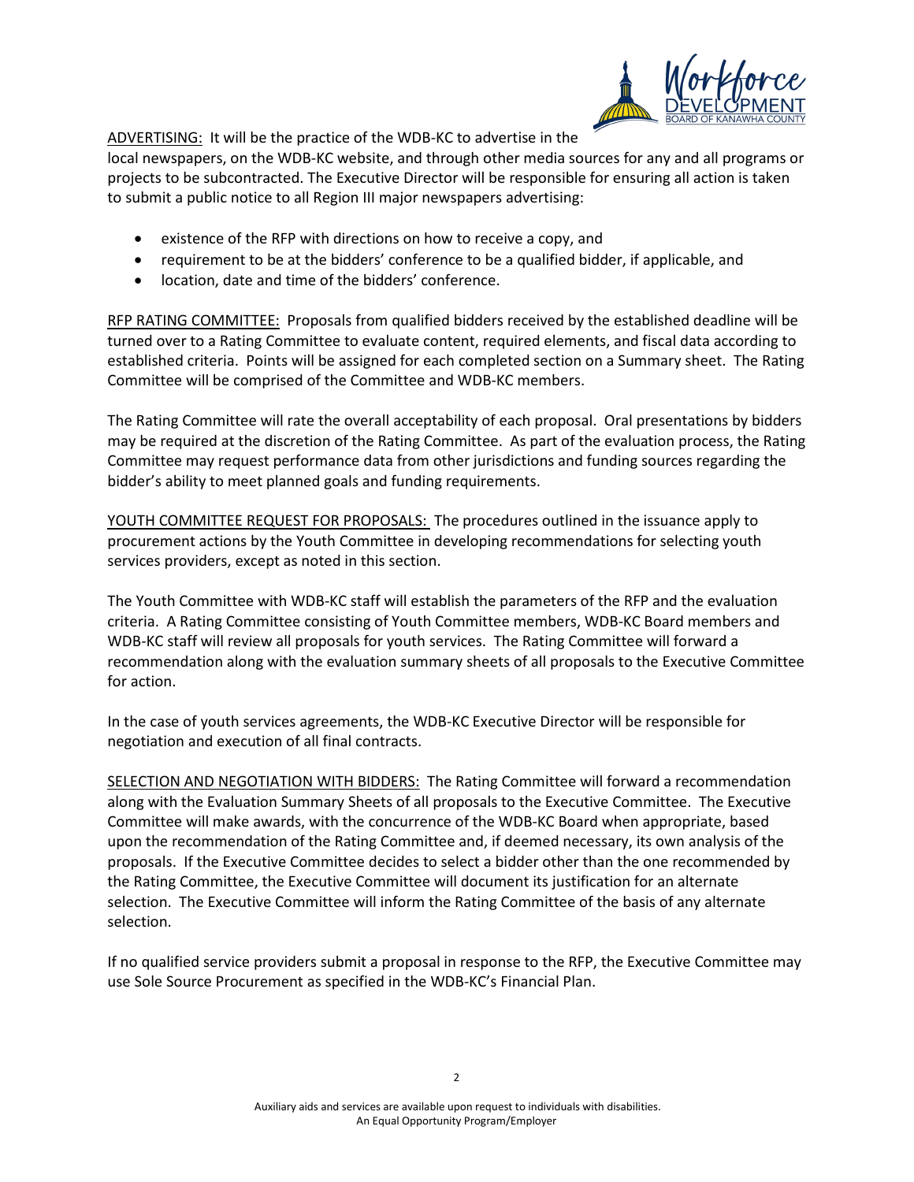<u>ADVERTISING:</u> It will be the practice of the WDB-KC to advertise in the local newspapers, on the WDB-KC website, and through other media sources for any and all programs or projects to be subcontracted. The Executive Director will be responsible for ensuring all action is taken to submit a public notice to all Region III major newspapers advertising:

- existence of the RFP with directions on how to receive a copy, and
- requirement to be at the bidders' conference to be a qualified bidder, if applicable, and
- location, date and time of the bidders' conference.

<u>RFP RATING COMMITTEE:</u> Proposals from qualified bidders received by the established deadline will be turned over to a Rating Committee to evaluate content, required elements, and fiscal data according to established criteria. Points will be assigned for each completed section on a Summary sheet. The Rating Committee will be comprised of the Committee and WDB-KC members.

The Rating Committee will rate the overall acceptability of each proposal. Oral presentations by bidders may be required at the discretion of the Rating Committee. As part of the evaluation process, the Rating Committee may request performance data from other jurisdictions and funding sources regarding the bidder's ability to meet planned goals and funding requirements.

<u>YOUTH COMMITTEE REQUEST FOR PROPOSALS:</u> The procedures outlined in the issuance apply to procurement actions by the Youth Committee in developing recommendations for selecting youth services providers, except as noted in this section.

The Youth Committee with WDB-KC staff will establish the parameters of the RFP and the evaluation criteria. A Rating Committee consisting of Youth Committee members, WDB-KC Board members and WDB-KC staff will review all proposals for youth services. The Rating Committee will forward a recommendation along with the evaluation summary sheets of all proposals to the Executive Committee for action.

In the case of youth services agreements, the WDB-KC Executive Director will be responsible for negotiation and execution of all final contracts.

<u>SELECTION AND NEGOTIATION WITH BIDDERS:</u> The Rating Committee will forward a recommendation along with the Evaluation Summary Sheets of all proposals to the Executive Committee. The Executive Committee will make awards, with the concurrence of the WDB-KC Board when appropriate, based upon the recommendation of the Rating Committee and, if deemed necessary, its own analysis of the proposals. If the Executive Committee decides to select a bidder other than the one recommended by the Rating Committee, the Executive Committee will document its justification for an alternate selection. The Executive Committee will inform the Rating Committee of the basis of any alternate selection.

If no qualified service providers submit a proposal in response to the RFP, the Executive Committee may use Sole Source Procurement as specified in the WDB-KC's Financial Plan.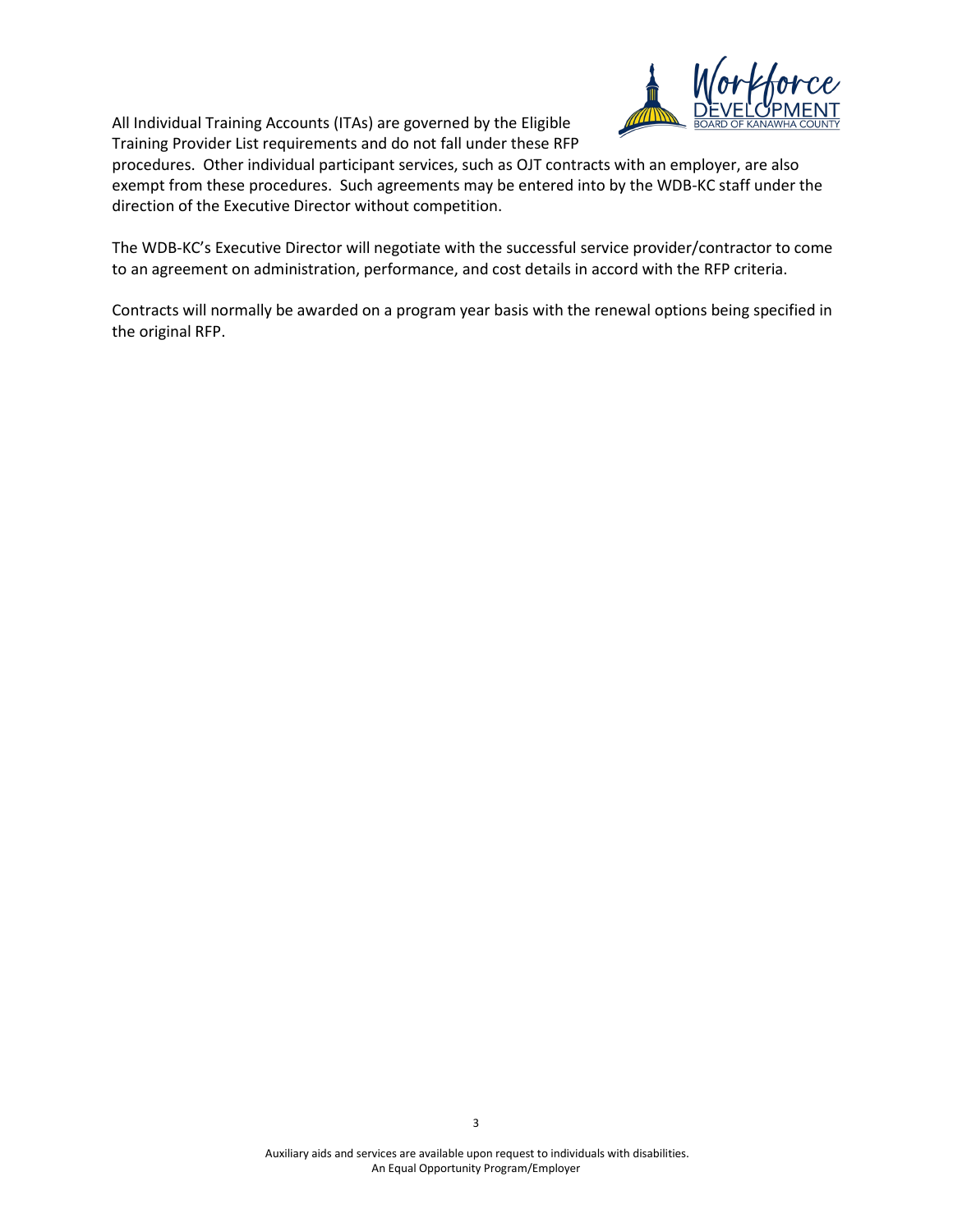All Individual Training Accounts (ITAs) are governed by the Eligible Training Provider List requirements and do not fall under these RFP procedures. Other individual participant services, such as OJT contracts with an employer, are also exempt from these procedures. Such agreements may be entered into by the WDB-KC staff under the direction of the Executive Director without competition.

The WDB-KC's Executive Director will negotiate with the successful service provider/contractor to come to an agreement on administration, performance, and cost details in accord with the RFP criteria.

Contracts will normally be awarded on a program year basis with the renewal options being specified in the original RFP.